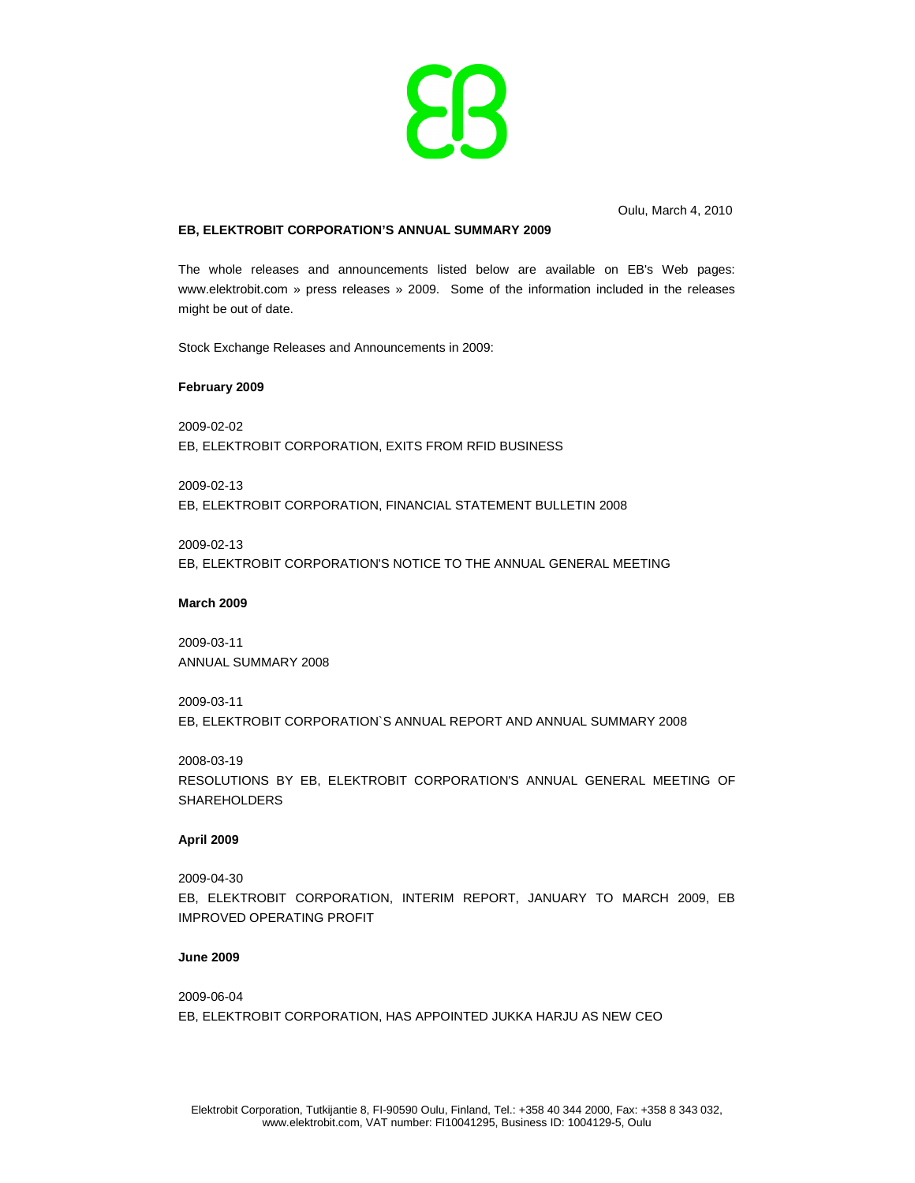Oulu, March 4, 2010

**EB, ELEKTROBIT CORPORATION'S ANNUAL SUMMARY 2009**

The whole releases and announcements listed below are available on EB's Web pages: www.elektrobit.com » press releases » 2009. Some of the information included in the releases might be out of date.

Stock Exchange Releases and Announcements in 2009:

**February 2009**

2009-02-02
EB, ELEKTROBIT CORPORATION, EXITS FROM RFID BUSINESS

2009-02-13
EB, ELEKTROBIT CORPORATION, FINANCIAL STATEMENT BULLETIN 2008

2009-02-13
EB, ELEKTROBIT CORPORATION'S NOTICE TO THE ANNUAL GENERAL MEETING

**March 2009**

2009-03-11
ANNUAL SUMMARY 2008

2009-03-11
EB, ELEKTROBIT CORPORATION`S ANNUAL REPORT AND ANNUAL SUMMARY 2008

2008-03-19
RESOLUTIONS BY EB, ELEKTROBIT CORPORATION'S ANNUAL GENERAL MEETING OF SHAREHOLDERS

**April 2009**

2009-04-30
EB, ELEKTROBIT CORPORATION, INTERIM REPORT, JANUARY TO MARCH 2009, EB IMPROVED OPERATING PROFIT

**June 2009**

2009-06-04
EB, ELEKTROBIT CORPORATION, HAS APPOINTED JUKKA HARJU AS NEW CEO

Elektrobit Corporation, Tutkijantie 8, FI-90590 Oulu, Finland, Tel.: +358 40 344 2000, Fax: +358 8 343 032, www.elektrobit.com, VAT number: FI10041295, Business ID: 1004129-5, Oulu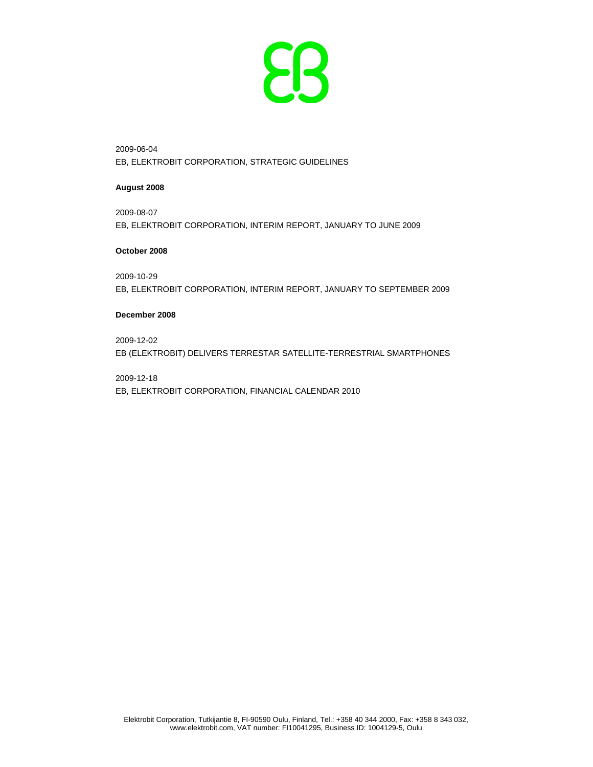2009-06-04
EB, ELEKTROBIT CORPORATION, STRATEGIC GUIDELINES

**August 2008**

2009-08-07
EB, ELEKTROBIT CORPORATION, INTERIM REPORT, JANUARY TO JUNE 2009

**October 2008**

2009-10-29
EB, ELEKTROBIT CORPORATION, INTERIM REPORT, JANUARY TO SEPTEMBER 2009

**December 2008**

2009-12-02
EB (ELEKTROBIT) DELIVERS TERRESTAR SATELLITE-TERRESTRIAL SMARTPHONES

2009-12-18
EB, ELEKTROBIT CORPORATION, FINANCIAL CALENDAR 2010

Elektrobit Corporation, Tutkijantie 8, FI-90590 Oulu, Finland, Tel.: +358 40 344 2000, Fax: +358 8 343 032, www.elektrobit.com, VAT number: FI10041295, Business ID: 1004129-5, Oulu